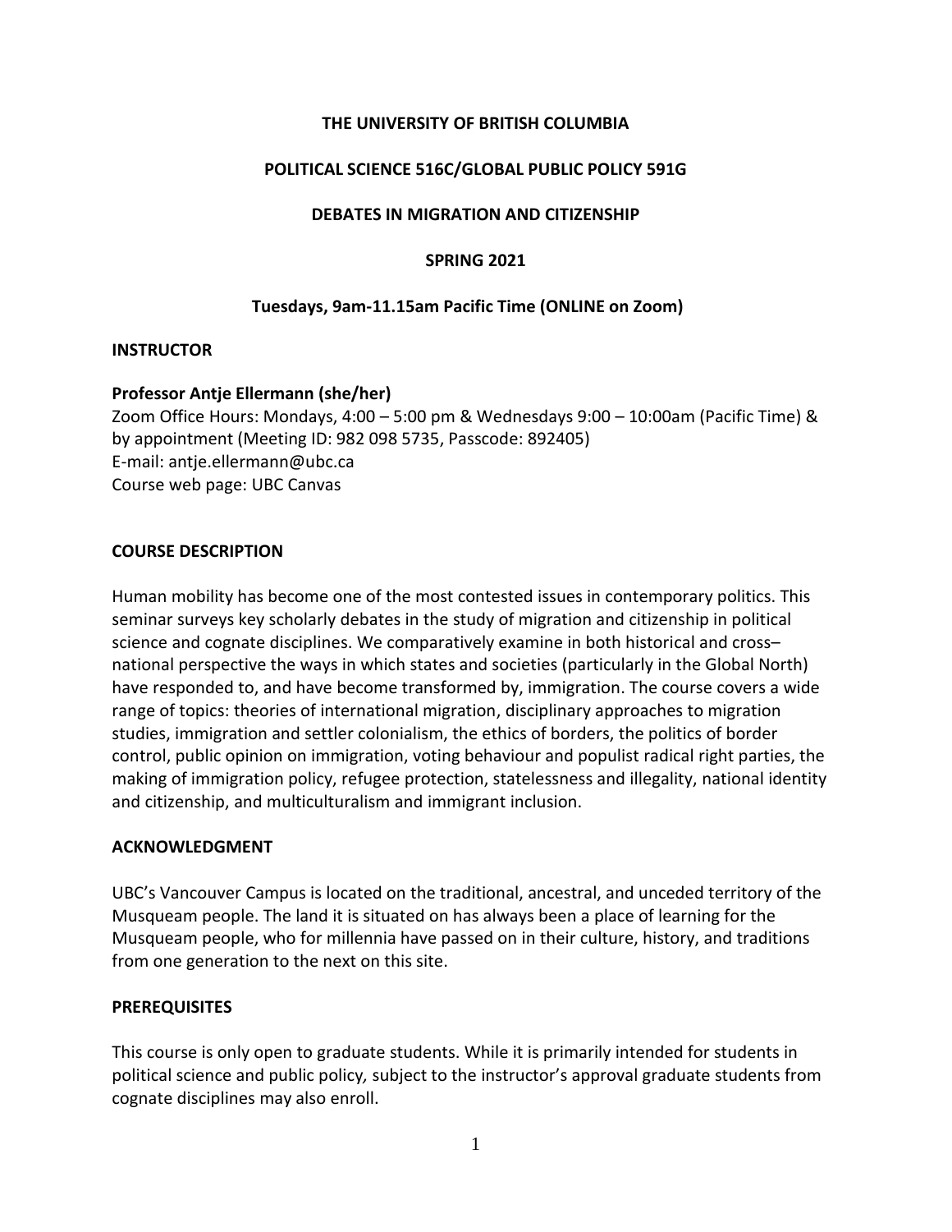**THE UNIVERSITY OF BRITISH COLUMBIA**

**POLITICAL SCIENCE 516C/GLOBAL PUBLIC POLICY 591G**

**DEBATES IN MIGRATION AND CITIZENSHIP**

**SPRING 2021**

**Tuesdays, 9am-11.15am Pacific Time (ONLINE on Zoom)**

## INSTRUCTOR

**Professor Antje Ellermann (she/her)**
Zoom Office Hours: Mondays, 4:00 – 5:00 pm & Wednesdays 9:00 – 10:00am (Pacific Time) & by appointment (Meeting ID: 982 098 5735, Passcode: 892405)
E-mail: antje.ellermann@ubc.ca
Course web page: UBC Canvas

## COURSE DESCRIPTION

Human mobility has become one of the most contested issues in contemporary politics. This seminar surveys key scholarly debates in the study of migration and citizenship in political science and cognate disciplines. We comparatively examine in both historical and cross–national perspective the ways in which states and societies (particularly in the Global North) have responded to, and have become transformed by, immigration. The course covers a wide range of topics: theories of international migration, disciplinary approaches to migration studies, immigration and settler colonialism, the ethics of borders, the politics of border control, public opinion on immigration, voting behaviour and populist radical right parties, the making of immigration policy, refugee protection, statelessness and illegality, national identity and citizenship, and multiculturalism and immigrant inclusion.

## ACKNOWLEDGMENT

UBC's Vancouver Campus is located on the traditional, ancestral, and unceded territory of the Musqueam people. The land it is situated on has always been a place of learning for the Musqueam people, who for millennia have passed on in their culture, history, and traditions from one generation to the next on this site.

## PREREQUISITES

This course is only open to graduate students. While it is primarily intended for students in political science and public policy, subject to the instructor's approval graduate students from cognate disciplines may also enroll.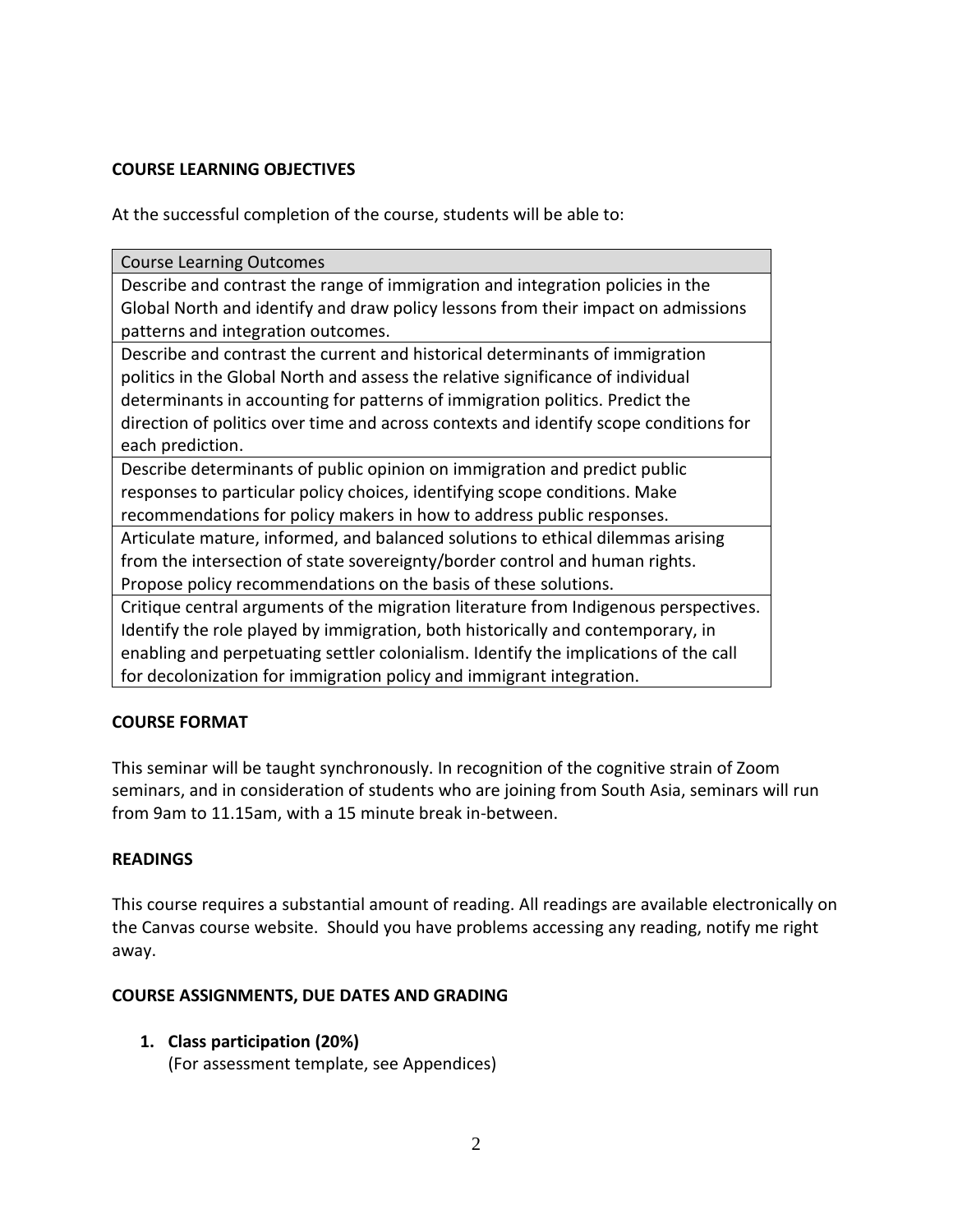**COURSE LEARNING OBJECTIVES**

At the successful completion of the course, students will be able to:

| Course Learning Outcomes |
|---|
| Describe and contrast the range of immigration and integration policies in the Global North and identify and draw policy lessons from their impact on admissions patterns and integration outcomes. |
| Describe and contrast the current and historical determinants of immigration politics in the Global North and assess the relative significance of individual determinants in accounting for patterns of immigration politics. Predict the direction of politics over time and across contexts and identify scope conditions for each prediction. |
| Describe determinants of public opinion on immigration and predict public responses to particular policy choices, identifying scope conditions. Make recommendations for policy makers in how to address public responses. |
| Articulate mature, informed, and balanced solutions to ethical dilemmas arising from the intersection of state sovereignty/border control and human rights. Propose policy recommendations on the basis of these solutions. |
| Critique central arguments of the migration literature from Indigenous perspectives. Identify the role played by immigration, both historically and contemporary, in enabling and perpetuating settler colonialism. Identify the implications of the call for decolonization for immigration policy and immigrant integration. |

**COURSE FORMAT**

This seminar will be taught synchronously. In recognition of the cognitive strain of Zoom seminars, and in consideration of students who are joining from South Asia, seminars will run from 9am to 11.15am, with a 15 minute break in-between.

**READINGS**

This course requires a substantial amount of reading. All readings are available electronically on the Canvas course website. Should you have problems accessing any reading, notify me right away.

**COURSE ASSIGNMENTS, DUE DATES AND GRADING**

1. **Class participation (20%)**
   (For assessment template, see Appendices)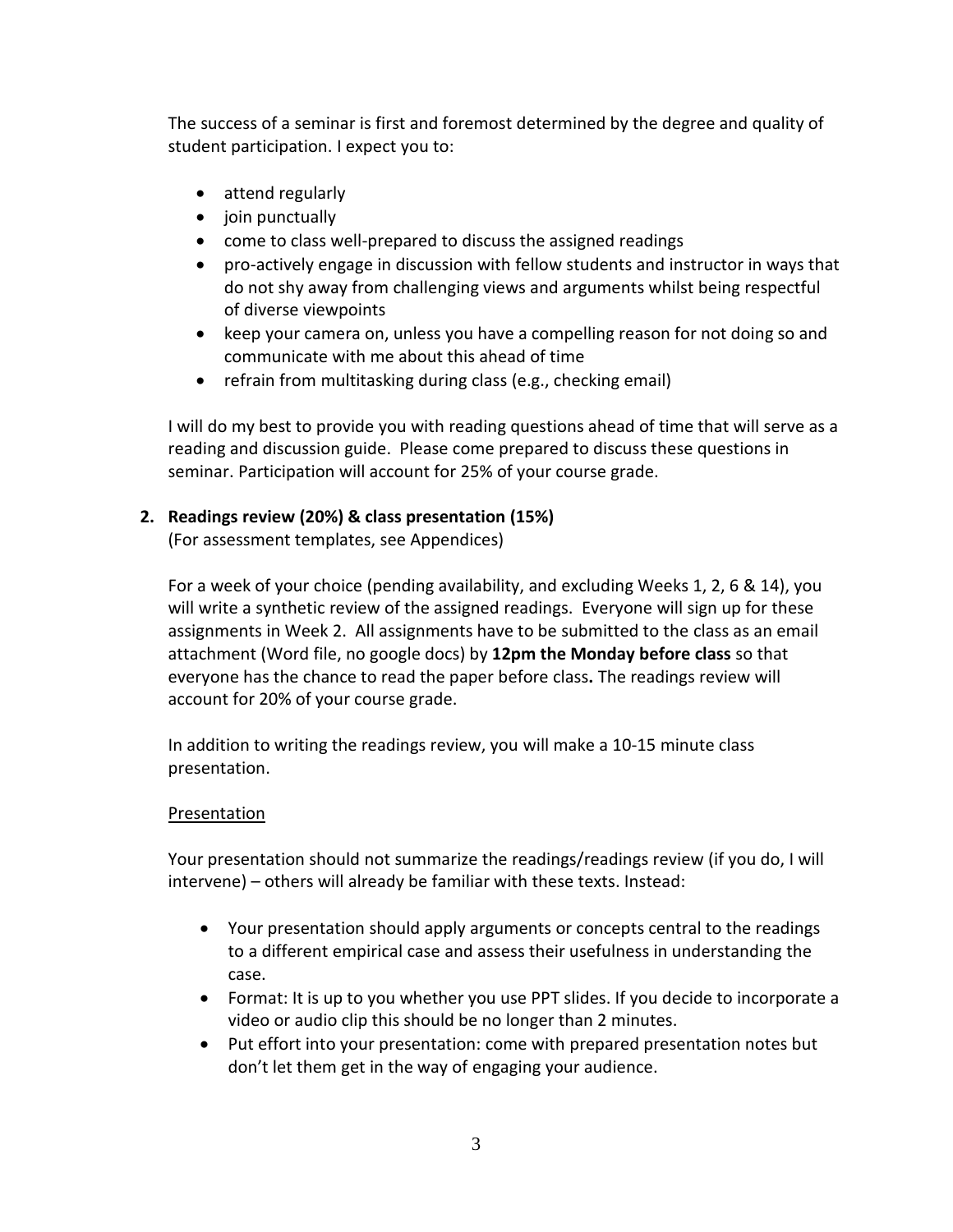The success of a seminar is first and foremost determined by the degree and quality of student participation. I expect you to:

- attend regularly
- join punctually
- come to class well-prepared to discuss the assigned readings
- pro-actively engage in discussion with fellow students and instructor in ways that do not shy away from challenging views and arguments whilst being respectful of diverse viewpoints
- keep your camera on, unless you have a compelling reason for not doing so and communicate with me about this ahead of time
- refrain from multitasking during class (e.g., checking email)

I will do my best to provide you with reading questions ahead of time that will serve as a reading and discussion guide. Please come prepared to discuss these questions in seminar. Participation will account for 25% of your course grade.

**2. Readings review (20%) & class presentation (15%)**

(For assessment templates, see Appendices)

For a week of your choice (pending availability, and excluding Weeks 1, 2, 6 & 14), you will write a synthetic review of the assigned readings. Everyone will sign up for these assignments in Week 2. All assignments have to be submitted to the class as an email attachment (Word file, no google docs) by **12pm the Monday before class** so that everyone has the chance to read the paper before class**.** The readings review will account for 20% of your course grade.

In addition to writing the readings review, you will make a 10-15 minute class presentation.

<u>Presentation</u>

Your presentation should not summarize the readings/readings review (if you do, I will intervene) – others will already be familiar with these texts. Instead:

- Your presentation should apply arguments or concepts central to the readings to a different empirical case and assess their usefulness in understanding the case.
- Format: It is up to you whether you use PPT slides. If you decide to incorporate a video or audio clip this should be no longer than 2 minutes.
- Put effort into your presentation: come with prepared presentation notes but don't let them get in the way of engaging your audience.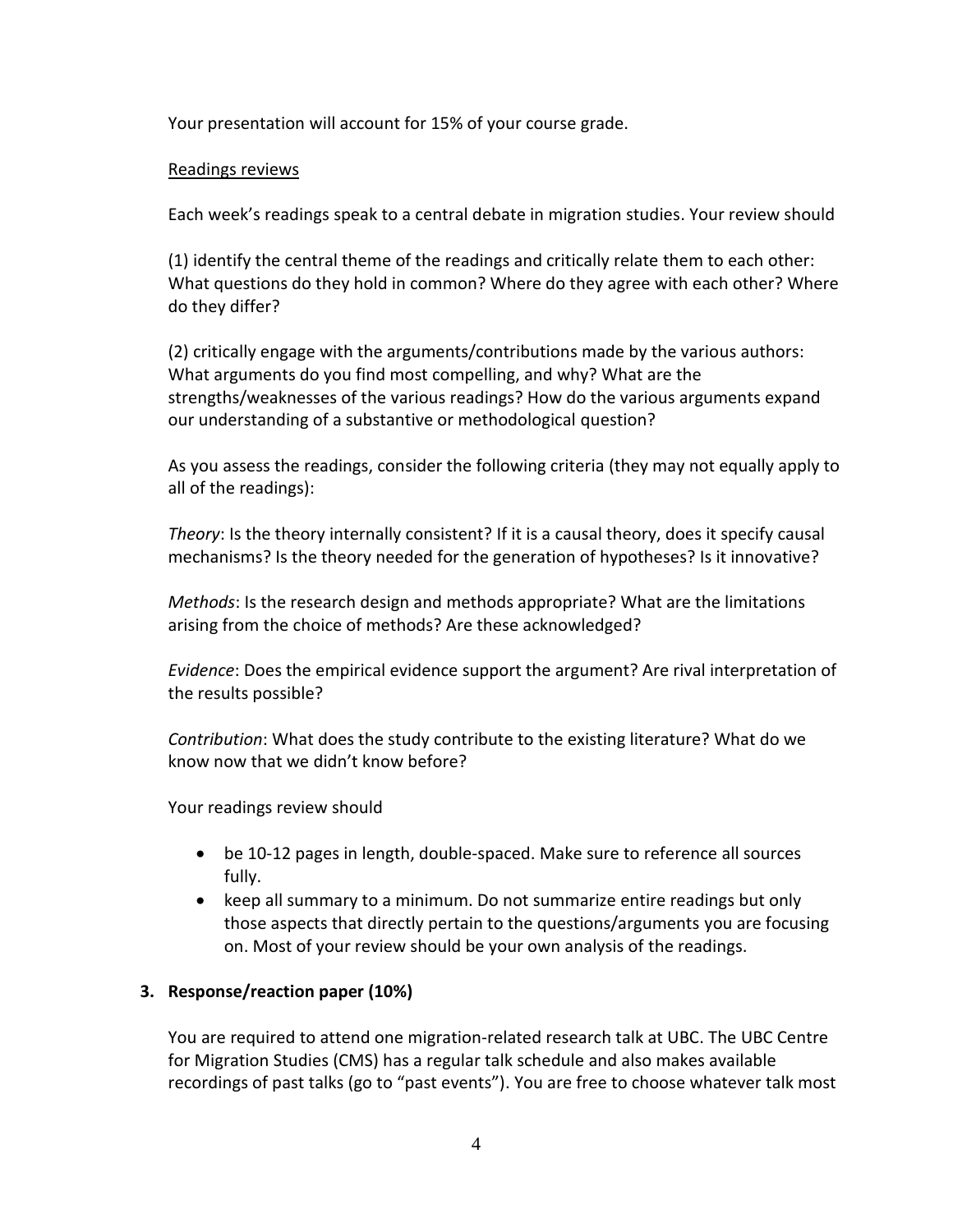Your presentation will account for 15% of your course grade.

Readings reviews

Each week's readings speak to a central debate in migration studies. Your review should

(1) identify the central theme of the readings and critically relate them to each other: What questions do they hold in common? Where do they agree with each other? Where do they differ?

(2) critically engage with the arguments/contributions made by the various authors: What arguments do you find most compelling, and why? What are the strengths/weaknesses of the various readings? How do the various arguments expand our understanding of a substantive or methodological question?

As you assess the readings, consider the following criteria (they may not equally apply to all of the readings):

*Theory*: Is the theory internally consistent? If it is a causal theory, does it specify causal mechanisms? Is the theory needed for the generation of hypotheses? Is it innovative?

*Methods*: Is the research design and methods appropriate? What are the limitations arising from the choice of methods? Are these acknowledged?

*Evidence*: Does the empirical evidence support the argument? Are rival interpretation of the results possible?

*Contribution*: What does the study contribute to the existing literature? What do we know now that we didn't know before?

Your readings review should

- be 10-12 pages in length, double-spaced. Make sure to reference all sources fully.
- keep all summary to a minimum. Do not summarize entire readings but only those aspects that directly pertain to the questions/arguments you are focusing on. Most of your review should be your own analysis of the readings.

### 3. Response/reaction paper (10%)

You are required to attend one migration-related research talk at UBC. The UBC Centre for Migration Studies (CMS) has a regular talk schedule and also makes available recordings of past talks (go to "past events"). You are free to choose whatever talk most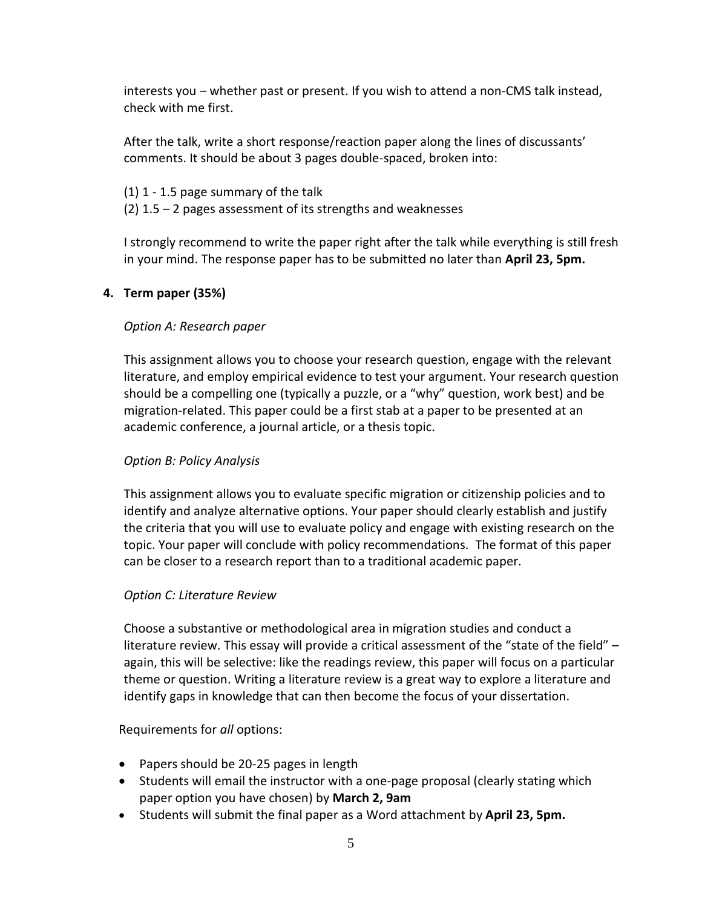interests you – whether past or present. If you wish to attend a non-CMS talk instead, check with me first.

After the talk, write a short response/reaction paper along the lines of discussants' comments. It should be about 3 pages double-spaced, broken into:

(1) 1 - 1.5 page summary of the talk
(2) 1.5 – 2 pages assessment of its strengths and weaknesses

I strongly recommend to write the paper right after the talk while everything is still fresh in your mind. The response paper has to be submitted no later than **April 23, 5pm.**

**4. Term paper (35%)**

*Option A: Research paper*

This assignment allows you to choose your research question, engage with the relevant literature, and employ empirical evidence to test your argument. Your research question should be a compelling one (typically a puzzle, or a "why" question, work best) and be migration-related. This paper could be a first stab at a paper to be presented at an academic conference, a journal article, or a thesis topic.

*Option B: Policy Analysis*

This assignment allows you to evaluate specific migration or citizenship policies and to identify and analyze alternative options. Your paper should clearly establish and justify the criteria that you will use to evaluate policy and engage with existing research on the topic. Your paper will conclude with policy recommendations. The format of this paper can be closer to a research report than to a traditional academic paper.

*Option C: Literature Review*

Choose a substantive or methodological area in migration studies and conduct a literature review. This essay will provide a critical assessment of the "state of the field" – again, this will be selective: like the readings review, this paper will focus on a particular theme or question. Writing a literature review is a great way to explore a literature and identify gaps in knowledge that can then become the focus of your dissertation.

Requirements for *all* options:

- Papers should be 20-25 pages in length
- Students will email the instructor with a one-page proposal (clearly stating which paper option you have chosen) by **March 2, 9am**
- Students will submit the final paper as a Word attachment by **April 23, 5pm.**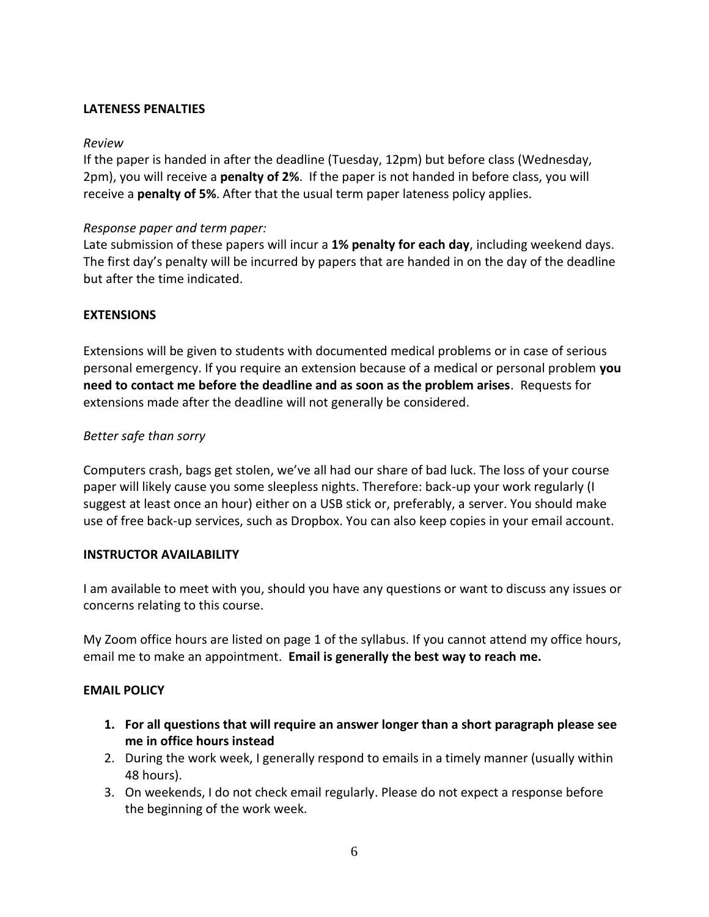## LATENESS PENALTIES

*Review*

If the paper is handed in after the deadline (Tuesday, 12pm) but before class (Wednesday, 2pm), you will receive a **penalty of 2%**. If the paper is not handed in before class, you will receive a **penalty of 5%**. After that the usual term paper lateness policy applies.

*Response paper and term paper:*

Late submission of these papers will incur a **1% penalty for each day**, including weekend days. The first day's penalty will be incurred by papers that are handed in on the day of the deadline but after the time indicated.

## EXTENSIONS

Extensions will be given to students with documented medical problems or in case of serious personal emergency. If you require an extension because of a medical or personal problem **you need to contact me before the deadline and as soon as the problem arises**. Requests for extensions made after the deadline will not generally be considered.

*Better safe than sorry*

Computers crash, bags get stolen, we've all had our share of bad luck. The loss of your course paper will likely cause you some sleepless nights. Therefore: back-up your work regularly (I suggest at least once an hour) either on a USB stick or, preferably, a server. You should make use of free back-up services, such as Dropbox. You can also keep copies in your email account.

## INSTRUCTOR AVAILABILITY

I am available to meet with you, should you have any questions or want to discuss any issues or concerns relating to this course.

My Zoom office hours are listed on page 1 of the syllabus. If you cannot attend my office hours, email me to make an appointment. **Email is generally the best way to reach me.**

## EMAIL POLICY

1. **For all questions that will require an answer longer than a short paragraph please see me in office hours instead**
2. During the work week, I generally respond to emails in a timely manner (usually within 48 hours).
3. On weekends, I do not check email regularly. Please do not expect a response before the beginning of the work week.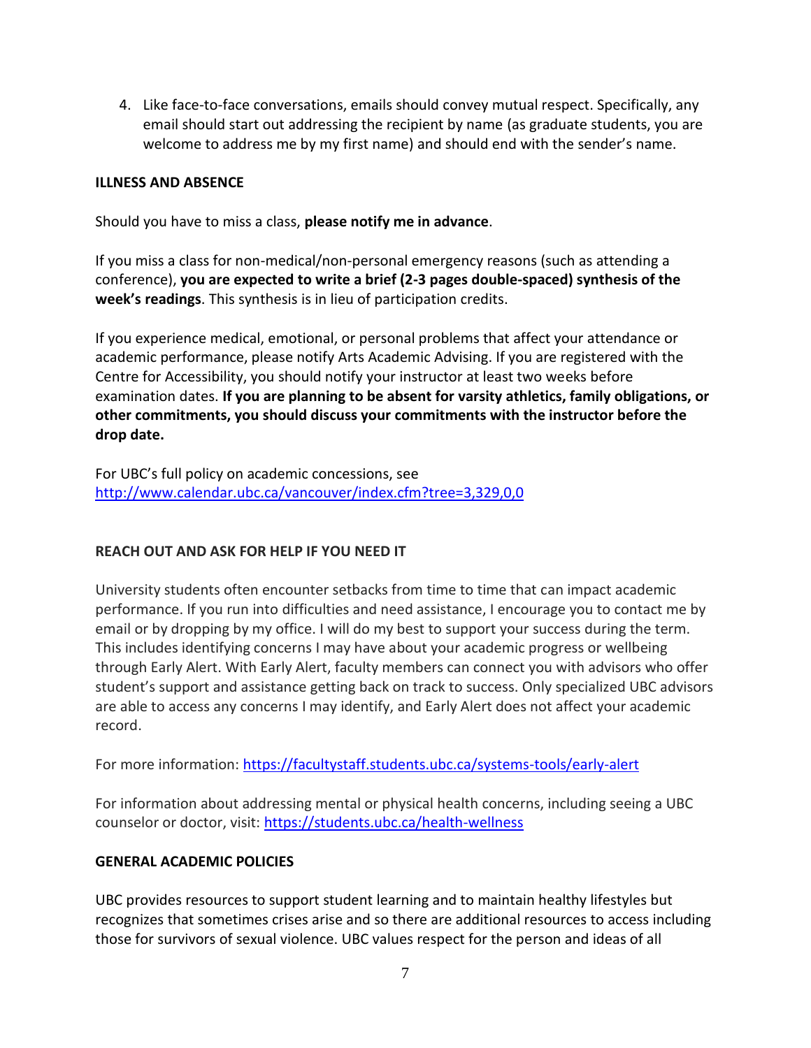4. Like face-to-face conversations, emails should convey mutual respect. Specifically, any email should start out addressing the recipient by name (as graduate students, you are welcome to address me by my first name) and should end with the sender's name.

**ILLNESS AND ABSENCE**

Should you have to miss a class, **please notify me in advance**.

If you miss a class for non-medical/non-personal emergency reasons (such as attending a conference), **you are expected to write a brief (2-3 pages double-spaced) synthesis of the week's readings**. This synthesis is in lieu of participation credits.

If you experience medical, emotional, or personal problems that affect your attendance or academic performance, please notify Arts Academic Advising. If you are registered with the Centre for Accessibility, you should notify your instructor at least two weeks before examination dates. **If you are planning to be absent for varsity athletics, family obligations, or other commitments, you should discuss your commitments with the instructor before the drop date.**

For UBC's full policy on academic concessions, see [http://www.calendar.ubc.ca/vancouver/index.cfm?tree=3,329,0,0](http://www.calendar.ubc.ca/vancouver/index.cfm?tree=3,329,0,0)

**REACH OUT AND ASK FOR HELP IF YOU NEED IT**

University students often encounter setbacks from time to time that can impact academic performance. If you run into difficulties and need assistance, I encourage you to contact me by email or by dropping by my office. I will do my best to support your success during the term. This includes identifying concerns I may have about your academic progress or wellbeing through Early Alert. With Early Alert, faculty members can connect you with advisors who offer student's support and assistance getting back on track to success. Only specialized UBC advisors are able to access any concerns I may identify, and Early Alert does not affect your academic record.

For more information: [https://facultystaff.students.ubc.ca/systems-tools/early-alert](https://facultystaff.students.ubc.ca/systems-tools/early-alert)

For information about addressing mental or physical health concerns, including seeing a UBC counselor or doctor, visit: [https://students.ubc.ca/health-wellness](https://students.ubc.ca/health-wellness)

**GENERAL ACADEMIC POLICIES**

UBC provides resources to support student learning and to maintain healthy lifestyles but recognizes that sometimes crises arise and so there are additional resources to access including those for survivors of sexual violence. UBC values respect for the person and ideas of all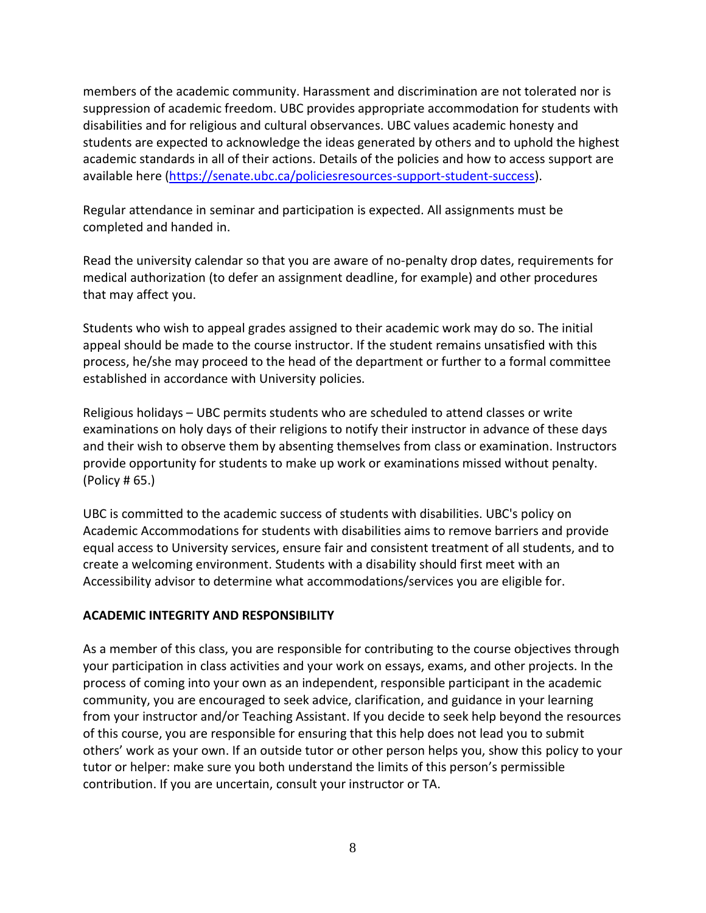members of the academic community. Harassment and discrimination are not tolerated nor is suppression of academic freedom. UBC provides appropriate accommodation for students with disabilities and for religious and cultural observances. UBC values academic honesty and students are expected to acknowledge the ideas generated by others and to uphold the highest academic standards in all of their actions. Details of the policies and how to access support are available here ([https://senate.ubc.ca/policiesresources-support-student-success](https://senate.ubc.ca/policiesresources-support-student-success)).

Regular attendance in seminar and participation is expected. All assignments must be completed and handed in.

Read the university calendar so that you are aware of no-penalty drop dates, requirements for medical authorization (to defer an assignment deadline, for example) and other procedures that may affect you.

Students who wish to appeal grades assigned to their academic work may do so. The initial appeal should be made to the course instructor. If the student remains unsatisfied with this process, he/she may proceed to the head of the department or further to a formal committee established in accordance with University policies.

Religious holidays – UBC permits students who are scheduled to attend classes or write examinations on holy days of their religions to notify their instructor in advance of these days and their wish to observe them by absenting themselves from class or examination. Instructors provide opportunity for students to make up work or examinations missed without penalty. (Policy # 65.)

UBC is committed to the academic success of students with disabilities. UBC's policy on Academic Accommodations for students with disabilities aims to remove barriers and provide equal access to University services, ensure fair and consistent treatment of all students, and to create a welcoming environment. Students with a disability should first meet with an Accessibility advisor to determine what accommodations/services you are eligible for.

**ACADEMIC INTEGRITY AND RESPONSIBILITY**

As a member of this class, you are responsible for contributing to the course objectives through your participation in class activities and your work on essays, exams, and other projects. In the process of coming into your own as an independent, responsible participant in the academic community, you are encouraged to seek advice, clarification, and guidance in your learning from your instructor and/or Teaching Assistant. If you decide to seek help beyond the resources of this course, you are responsible for ensuring that this help does not lead you to submit others' work as your own. If an outside tutor or other person helps you, show this policy to your tutor or helper: make sure you both understand the limits of this person's permissible contribution. If you are uncertain, consult your instructor or TA.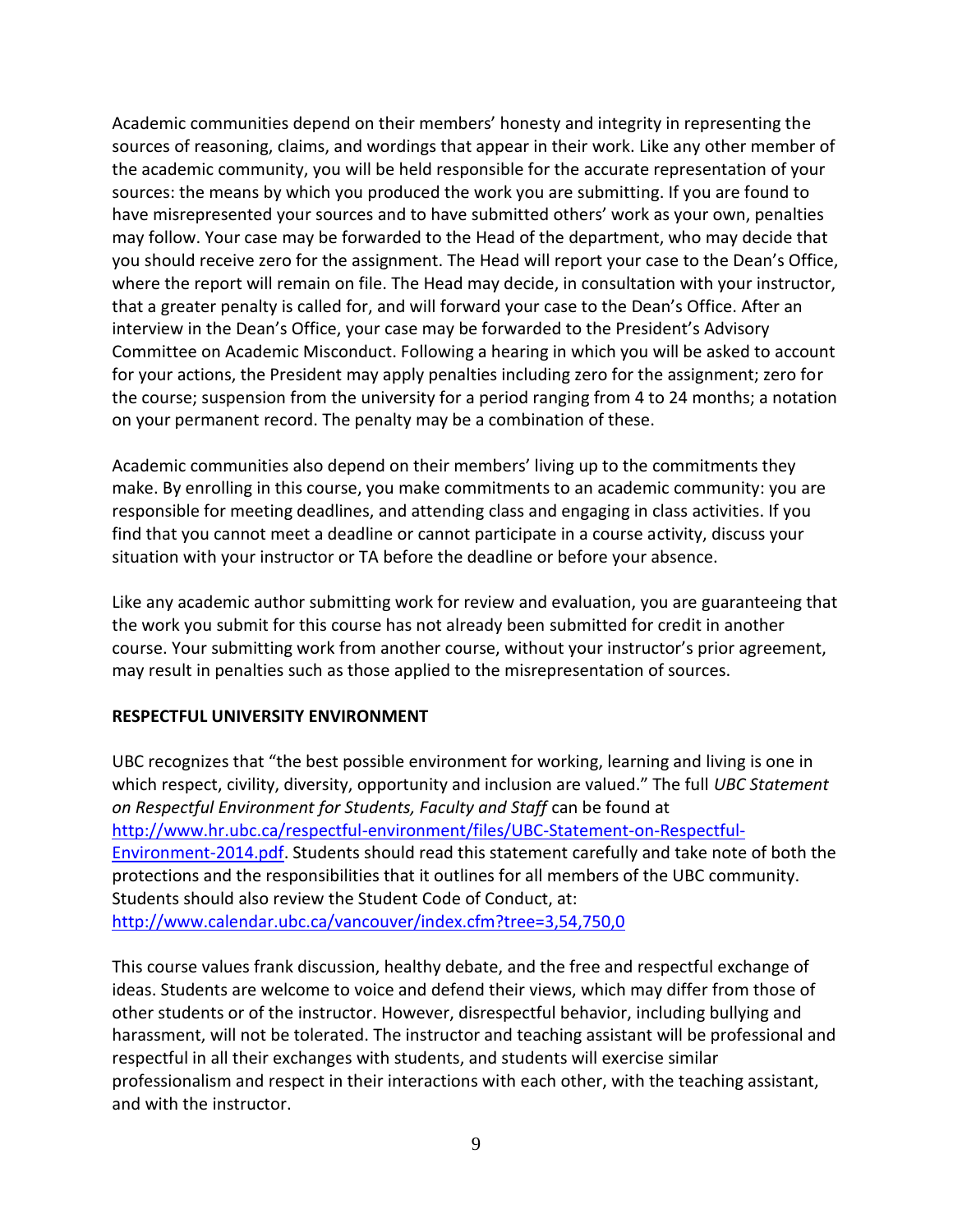Academic communities depend on their members' honesty and integrity in representing the sources of reasoning, claims, and wordings that appear in their work. Like any other member of the academic community, you will be held responsible for the accurate representation of your sources: the means by which you produced the work you are submitting. If you are found to have misrepresented your sources and to have submitted others' work as your own, penalties may follow. Your case may be forwarded to the Head of the department, who may decide that you should receive zero for the assignment. The Head will report your case to the Dean's Office, where the report will remain on file. The Head may decide, in consultation with your instructor, that a greater penalty is called for, and will forward your case to the Dean's Office. After an interview in the Dean's Office, your case may be forwarded to the President's Advisory Committee on Academic Misconduct. Following a hearing in which you will be asked to account for your actions, the President may apply penalties including zero for the assignment; zero for the course; suspension from the university for a period ranging from 4 to 24 months; a notation on your permanent record. The penalty may be a combination of these.

Academic communities also depend on their members' living up to the commitments they make. By enrolling in this course, you make commitments to an academic community: you are responsible for meeting deadlines, and attending class and engaging in class activities. If you find that you cannot meet a deadline or cannot participate in a course activity, discuss your situation with your instructor or TA before the deadline or before your absence.

Like any academic author submitting work for review and evaluation, you are guaranteeing that the work you submit for this course has not already been submitted for credit in another course. Your submitting work from another course, without your instructor's prior agreement, may result in penalties such as those applied to the misrepresentation of sources.

**RESPECTFUL UNIVERSITY ENVIRONMENT**

UBC recognizes that "the best possible environment for working, learning and living is one in which respect, civility, diversity, opportunity and inclusion are valued." The full *UBC Statement on Respectful Environment for Students, Faculty and Staff* can be found at [http://www.hr.ubc.ca/respectful-environment/files/UBC-Statement-on-Respectful-Environment-2014.pdf](http://www.hr.ubc.ca/respectful-environment/files/UBC-Statement-on-Respectful-Environment-2014.pdf). Students should read this statement carefully and take note of both the protections and the responsibilities that it outlines for all members of the UBC community. Students should also review the Student Code of Conduct, at: [http://www.calendar.ubc.ca/vancouver/index.cfm?tree=3,54,750,0](http://www.calendar.ubc.ca/vancouver/index.cfm?tree=3,54,750,0)

This course values frank discussion, healthy debate, and the free and respectful exchange of ideas. Students are welcome to voice and defend their views, which may differ from those of other students or of the instructor. However, disrespectful behavior, including bullying and harassment, will not be tolerated. The instructor and teaching assistant will be professional and respectful in all their exchanges with students, and students will exercise similar professionalism and respect in their interactions with each other, with the teaching assistant, and with the instructor.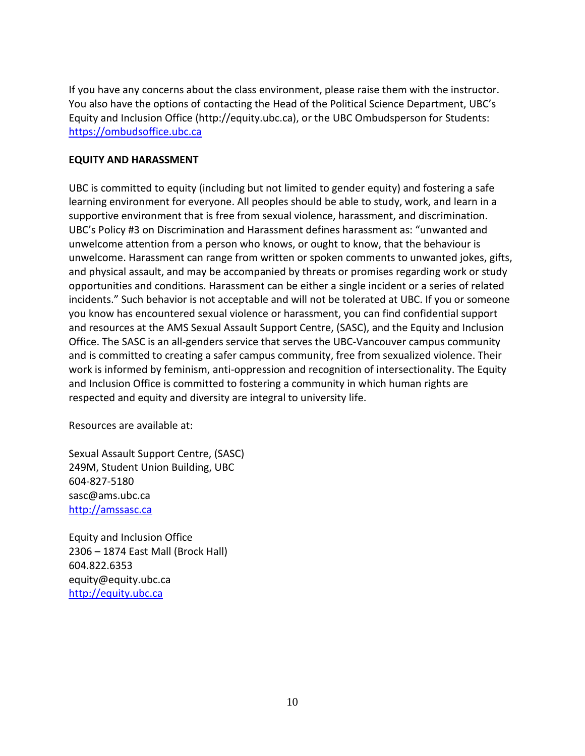If you have any concerns about the class environment, please raise them with the instructor. You also have the options of contacting the Head of the Political Science Department, UBC's Equity and Inclusion Office (http://equity.ubc.ca), or the UBC Ombudsperson for Students: https://ombudsoffice.ubc.ca

**EQUITY AND HARASSMENT**

UBC is committed to equity (including but not limited to gender equity) and fostering a safe learning environment for everyone. All peoples should be able to study, work, and learn in a supportive environment that is free from sexual violence, harassment, and discrimination. UBC's Policy #3 on Discrimination and Harassment defines harassment as: "unwanted and unwelcome attention from a person who knows, or ought to know, that the behaviour is unwelcome. Harassment can range from written or spoken comments to unwanted jokes, gifts, and physical assault, and may be accompanied by threats or promises regarding work or study opportunities and conditions. Harassment can be either a single incident or a series of related incidents." Such behavior is not acceptable and will not be tolerated at UBC. If you or someone you know has encountered sexual violence or harassment, you can find confidential support and resources at the AMS Sexual Assault Support Centre, (SASC), and the Equity and Inclusion Office. The SASC is an all-genders service that serves the UBC-Vancouver campus community and is committed to creating a safer campus community, free from sexualized violence. Their work is informed by feminism, anti-oppression and recognition of intersectionality. The Equity and Inclusion Office is committed to fostering a community in which human rights are respected and equity and diversity are integral to university life.

Resources are available at:

Sexual Assault Support Centre, (SASC)
249M, Student Union Building, UBC
604-827-5180
sasc@ams.ubc.ca
http://amssasc.ca

Equity and Inclusion Office
2306 – 1874 East Mall (Brock Hall)
604.822.6353
equity@equity.ubc.ca
http://equity.ubc.ca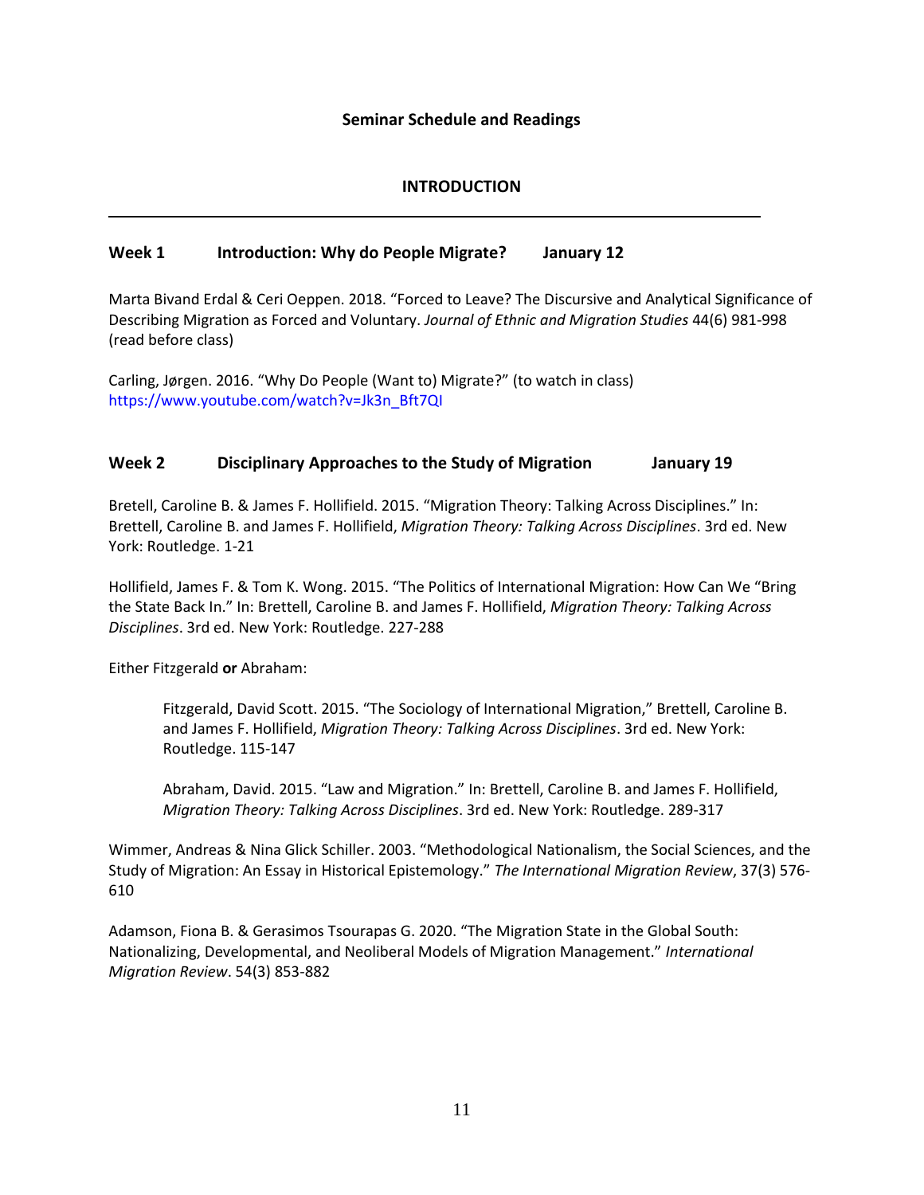## Seminar Schedule and Readings

### INTRODUCTION

---

**Week 1 Introduction: Why do People Migrate? January 12**

Marta Bivand Erdal & Ceri Oeppen. 2018. "Forced to Leave? The Discursive and Analytical Significance of Describing Migration as Forced and Voluntary. *Journal of Ethnic and Migration Studies* 44(6) 981-998 (read before class)

Carling, Jørgen. 2016. "Why Do People (Want to) Migrate?" (to watch in class) https://www.youtube.com/watch?v=Jk3n_Bft7QI

**Week 2 Disciplinary Approaches to the Study of Migration January 19**

Bretell, Caroline B. & James F. Hollifield. 2015. "Migration Theory: Talking Across Disciplines." In: Brettell, Caroline B. and James F. Hollifield, *Migration Theory: Talking Across Disciplines*. 3rd ed. New York: Routledge. 1-21

Hollifield, James F. & Tom K. Wong. 2015. "The Politics of International Migration: How Can We "Bring the State Back In." In: Brettell, Caroline B. and James F. Hollifield, *Migration Theory: Talking Across Disciplines*. 3rd ed. New York: Routledge. 227-288

Either Fitzgerald **or** Abraham:

> Fitzgerald, David Scott. 2015. "The Sociology of International Migration," Brettell, Caroline B. and James F. Hollifield, *Migration Theory: Talking Across Disciplines*. 3rd ed. New York: Routledge. 115-147
>
> Abraham, David. 2015. "Law and Migration." In: Brettell, Caroline B. and James F. Hollifield, *Migration Theory: Talking Across Disciplines*. 3rd ed. New York: Routledge. 289-317

Wimmer, Andreas & Nina Glick Schiller. 2003. "Methodological Nationalism, the Social Sciences, and the Study of Migration: An Essay in Historical Epistemology." *The International Migration Review*, 37(3) 576-610

Adamson, Fiona B. & Gerasimos Tsourapas G. 2020. "The Migration State in the Global South: Nationalizing, Developmental, and Neoliberal Models of Migration Management." *International Migration Review*. 54(3) 853-882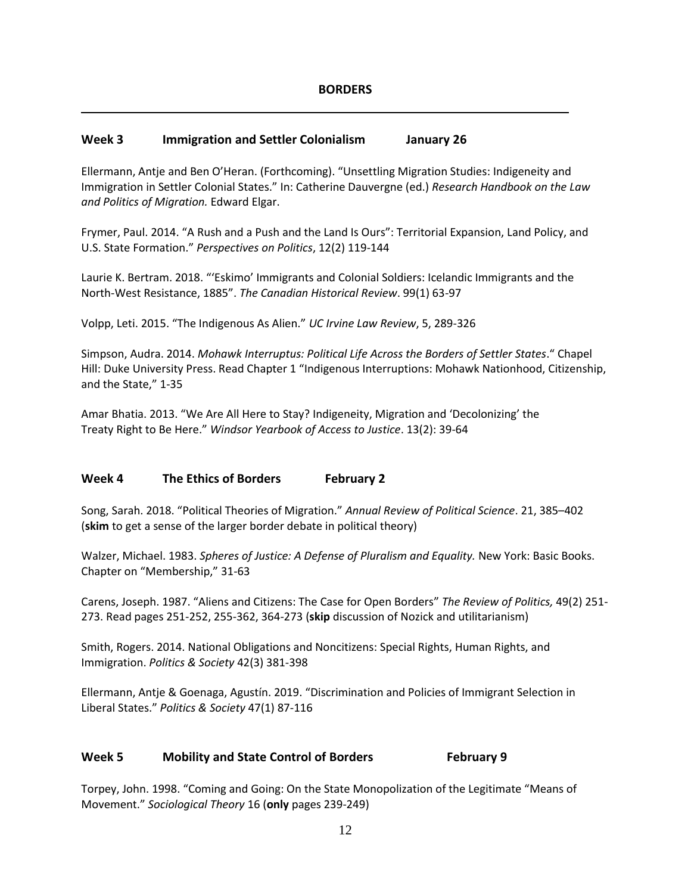## BORDERS

---

### Week 3 Immigration and Settler Colonialism January 26

Ellermann, Antje and Ben O'Heran. (Forthcoming). "Unsettling Migration Studies: Indigeneity and Immigration in Settler Colonial States." In: Catherine Dauvergne (ed.) *Research Handbook on the Law and Politics of Migration.* Edward Elgar.

Frymer, Paul. 2014. "A Rush and a Push and the Land Is Ours": Territorial Expansion, Land Policy, and U.S. State Formation." *Perspectives on Politics*, 12(2) 119-144

Laurie K. Bertram. 2018. "'Eskimo' Immigrants and Colonial Soldiers: Icelandic Immigrants and the North-West Resistance, 1885". *The Canadian Historical Review*. 99(1) 63-97

Volpp, Leti. 2015. "The Indigenous As Alien." *UC Irvine Law Review*, 5, 289-326

Simpson, Audra. 2014. *Mohawk Interruptus: Political Life Across the Borders of Settler States*." Chapel Hill: Duke University Press. Read Chapter 1 "Indigenous Interruptions: Mohawk Nationhood, Citizenship, and the State," 1-35

Amar Bhatia. 2013. "We Are All Here to Stay? Indigeneity, Migration and 'Decolonizing' the Treaty Right to Be Here." *Windsor Yearbook of Access to Justice*. 13(2): 39-64

### Week 4 The Ethics of Borders February 2

Song, Sarah. 2018. "Political Theories of Migration." *Annual Review of Political Science*. 21, 385–402 (**skim** to get a sense of the larger border debate in political theory)

Walzer, Michael. 1983. *Spheres of Justice: A Defense of Pluralism and Equality.* New York: Basic Books. Chapter on "Membership," 31-63

Carens, Joseph. 1987. "Aliens and Citizens: The Case for Open Borders" *The Review of Politics,* 49(2) 251-273. Read pages 251-252, 255-362, 364-273 (**skip** discussion of Nozick and utilitarianism)

Smith, Rogers. 2014. National Obligations and Noncitizens: Special Rights, Human Rights, and Immigration. *Politics & Society* 42(3) 381-398

Ellermann, Antje & Goenaga, Agustín. 2019. "Discrimination and Policies of Immigrant Selection in Liberal States." *Politics & Society* 47(1) 87-116

### Week 5 Mobility and State Control of Borders February 9

Torpey, John. 1998. "Coming and Going: On the State Monopolization of the Legitimate "Means of Movement." *Sociological Theory* 16 (**only** pages 239-249)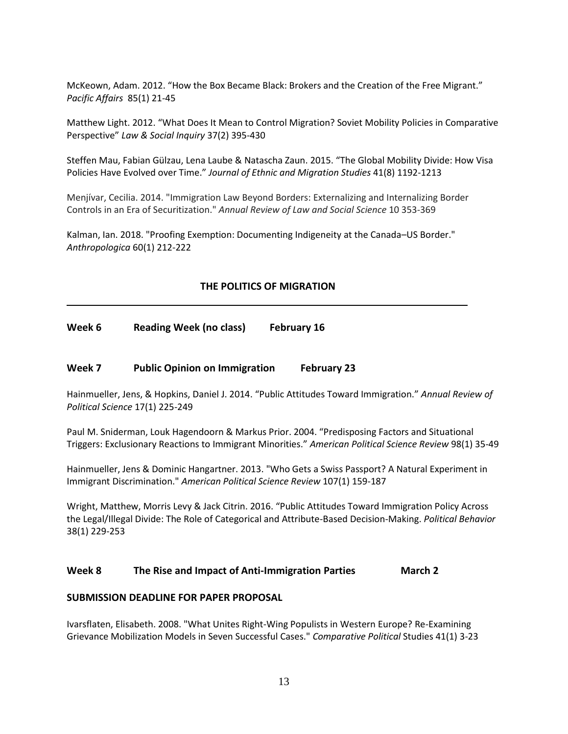McKeown, Adam. 2012. "How the Box Became Black: Brokers and the Creation of the Free Migrant." *Pacific Affairs* 85(1) 21-45

Matthew Light. 2012. "What Does It Mean to Control Migration? Soviet Mobility Policies in Comparative Perspective" *Law & Social Inquiry* 37(2) 395-430

Steffen Mau, Fabian Gülzau, Lena Laube & Natascha Zaun. 2015. "The Global Mobility Divide: How Visa Policies Have Evolved over Time." *Journal of Ethnic and Migration Studies* 41(8) 1192-1213

Menjívar, Cecilia. 2014. "Immigration Law Beyond Borders: Externalizing and Internalizing Border Controls in an Era of Securitization." *Annual Review of Law and Social Science* 10 353-369

Kalman, Ian. 2018. "Proofing Exemption: Documenting Indigeneity at the Canada–US Border." *Anthropologica* 60(1) 212-222

## THE POLITICS OF MIGRATION

---

### Week 6 Reading Week (no class) February 16

### Week 7 Public Opinion on Immigration February 23

Hainmueller, Jens, & Hopkins, Daniel J. 2014. "Public Attitudes Toward Immigration." *Annual Review of Political Science* 17(1) 225-249

Paul M. Sniderman, Louk Hagendoorn & Markus Prior. 2004. "Predisposing Factors and Situational Triggers: Exclusionary Reactions to Immigrant Minorities." *American Political Science Review* 98(1) 35-49

Hainmueller, Jens & Dominic Hangartner. 2013. "Who Gets a Swiss Passport? A Natural Experiment in Immigrant Discrimination." *American Political Science Review* 107(1) 159-187

Wright, Matthew, Morris Levy & Jack Citrin. 2016. "Public Attitudes Toward Immigration Policy Across the Legal/Illegal Divide: The Role of Categorical and Attribute-Based Decision-Making. *Political Behavior* 38(1) 229-253

### Week 8 The Rise and Impact of Anti-Immigration Parties March 2

**SUBMISSION DEADLINE FOR PAPER PROPOSAL**

Ivarsflaten, Elisabeth. 2008. "What Unites Right-Wing Populists in Western Europe? Re-Examining Grievance Mobilization Models in Seven Successful Cases." *Comparative Political* Studies 41(1) 3-23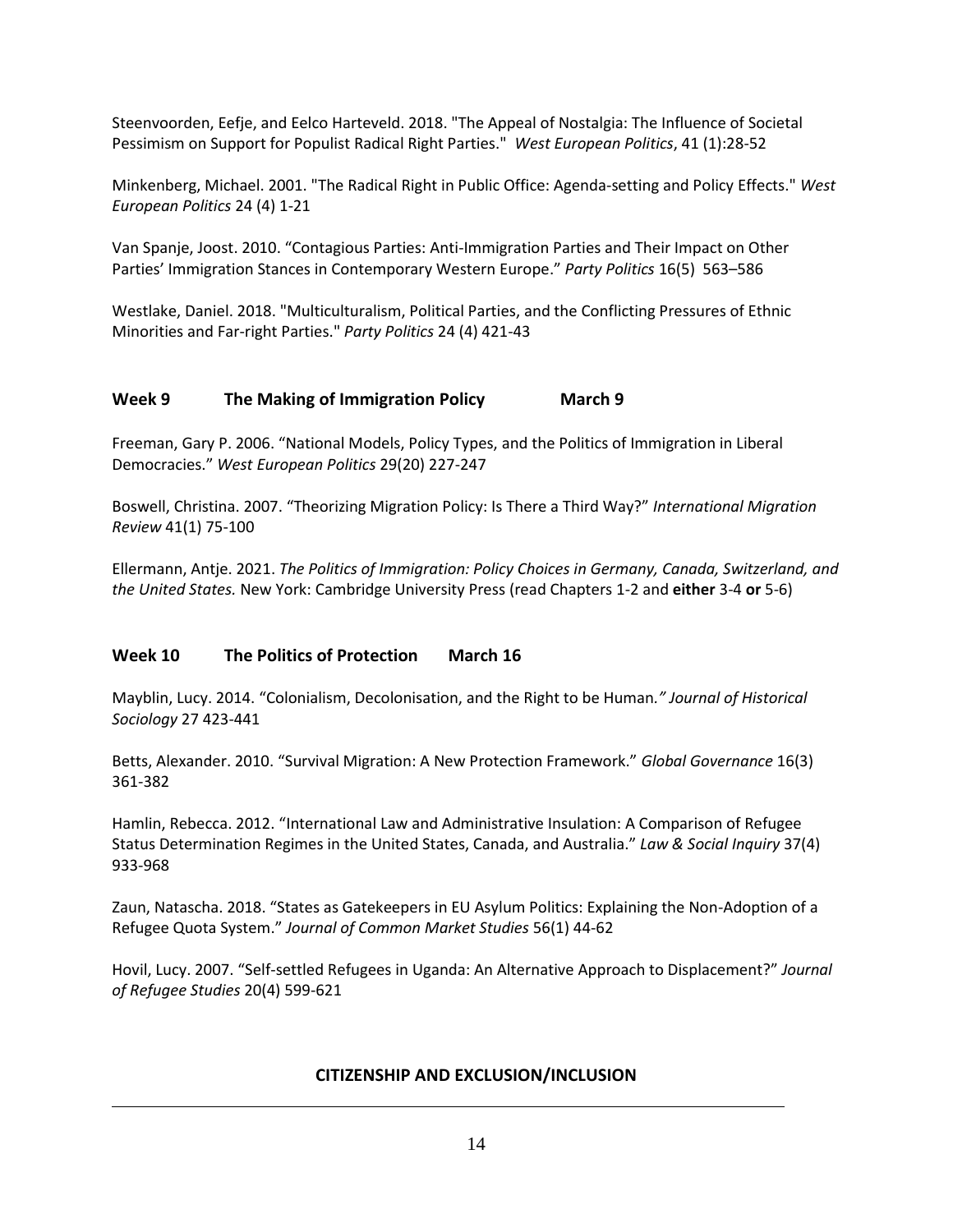Steenvoorden, Eefje, and Eelco Harteveld. 2018. "The Appeal of Nostalgia: The Influence of Societal Pessimism on Support for Populist Radical Right Parties." *West European Politics*, 41 (1):28-52

Minkenberg, Michael. 2001. "The Radical Right in Public Office: Agenda-setting and Policy Effects." *West European Politics* 24 (4) 1-21

Van Spanje, Joost. 2010. "Contagious Parties: Anti-Immigration Parties and Their Impact on Other Parties' Immigration Stances in Contemporary Western Europe." *Party Politics* 16(5) 563–586

Westlake, Daniel. 2018. "Multiculturalism, Political Parties, and the Conflicting Pressures of Ethnic Minorities and Far-right Parties." *Party Politics* 24 (4) 421-43

## Week 9 The Making of Immigration Policy March 9

Freeman, Gary P. 2006. "National Models, Policy Types, and the Politics of Immigration in Liberal Democracies." *West European Politics* 29(20) 227-247

Boswell, Christina. 2007. "Theorizing Migration Policy: Is There a Third Way?" *International Migration Review* 41(1) 75-100

Ellermann, Antje. 2021. *The Politics of Immigration: Policy Choices in Germany, Canada, Switzerland, and the United States.* New York: Cambridge University Press (read Chapters 1-2 and **either** 3-4 **or** 5-6)

## Week 10 The Politics of Protection March 16

Mayblin, Lucy. 2014. "Colonialism, Decolonisation, and the Right to be Human*." Journal of Historical Sociology* 27 423-441

Betts, Alexander. 2010. "Survival Migration: A New Protection Framework." *Global Governance* 16(3) 361-382

Hamlin, Rebecca. 2012. "International Law and Administrative Insulation: A Comparison of Refugee Status Determination Regimes in the United States, Canada, and Australia." *Law & Social Inquiry* 37(4) 933-968

Zaun, Natascha. 2018. "States as Gatekeepers in EU Asylum Politics: Explaining the Non-Adoption of a Refugee Quota System." *Journal of Common Market Studies* 56(1) 44-62

Hovil, Lucy. 2007. "Self-settled Refugees in Uganda: An Alternative Approach to Displacement?" *Journal of Refugee Studies* 20(4) 599-621

## CITIZENSHIP AND EXCLUSION/INCLUSION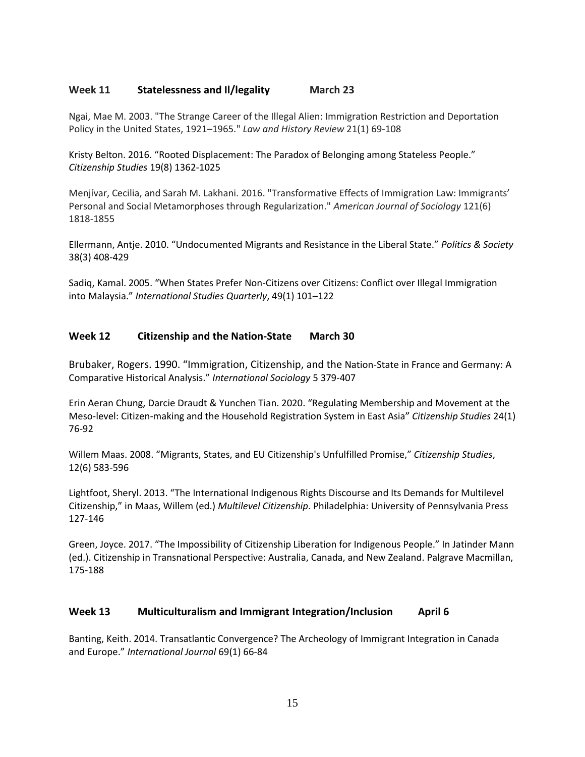### **Week 11 Statelessness and Il/legality March 23**

Ngai, Mae M. 2003. "The Strange Career of the Illegal Alien: Immigration Restriction and Deportation Policy in the United States, 1921–1965." *Law and History Review* 21(1) 69-108

Kristy Belton. 2016. "Rooted Displacement: The Paradox of Belonging among Stateless People." *Citizenship Studies* 19(8) 1362-1025

Menjívar, Cecilia, and Sarah M. Lakhani. 2016. "Transformative Effects of Immigration Law: Immigrants' Personal and Social Metamorphoses through Regularization." *American Journal of Sociology* 121(6) 1818-1855

Ellermann, Antje. 2010. "Undocumented Migrants and Resistance in the Liberal State." *Politics & Society* 38(3) 408-429

Sadiq, Kamal. 2005. "When States Prefer Non-Citizens over Citizens: Conflict over Illegal Immigration into Malaysia." *International Studies Quarterly*, 49(1) 101–122

### **Week 12 Citizenship and the Nation-State March 30**

Brubaker, Rogers. 1990. "Immigration, Citizenship, and the Nation-State in France and Germany: A Comparative Historical Analysis." *International Sociology* 5 379-407

Erin Aeran Chung, Darcie Draudt & Yunchen Tian. 2020. "Regulating Membership and Movement at the Meso-level: Citizen-making and the Household Registration System in East Asia" *Citizenship Studies* 24(1) 76-92

Willem Maas. 2008. "Migrants, States, and EU Citizenship's Unfulfilled Promise," *Citizenship Studies*, 12(6) 583-596

Lightfoot, Sheryl. 2013. "The International Indigenous Rights Discourse and Its Demands for Multilevel Citizenship," in Maas, Willem (ed.) *Multilevel Citizenship*. Philadelphia: University of Pennsylvania Press 127-146

Green, Joyce. 2017. "The Impossibility of Citizenship Liberation for Indigenous People." In Jatinder Mann (ed.). Citizenship in Transnational Perspective: Australia, Canada, and New Zealand. Palgrave Macmillan, 175-188

### **Week 13 Multiculturalism and Immigrant Integration/Inclusion April 6**

Banting, Keith. 2014. Transatlantic Convergence? The Archeology of Immigrant Integration in Canada and Europe." *International Journal* 69(1) 66-84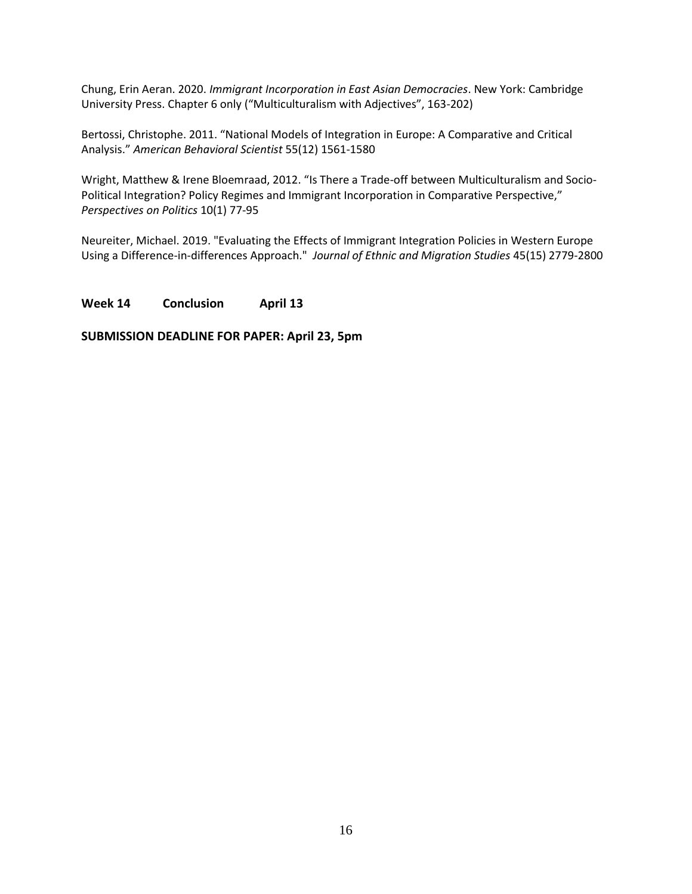Chung, Erin Aeran. 2020. *Immigrant Incorporation in East Asian Democracies*. New York: Cambridge University Press. Chapter 6 only ("Multiculturalism with Adjectives", 163-202)

Bertossi, Christophe. 2011. "National Models of Integration in Europe: A Comparative and Critical Analysis." *American Behavioral Scientist* 55(12) 1561-1580

Wright, Matthew & Irene Bloemraad, 2012. "Is There a Trade-off between Multiculturalism and Socio-Political Integration? Policy Regimes and Immigrant Incorporation in Comparative Perspective," *Perspectives on Politics* 10(1) 77-95

Neureiter, Michael. 2019. "Evaluating the Effects of Immigrant Integration Policies in Western Europe Using a Difference-in-differences Approach." *Journal of Ethnic and Migration Studies* 45(15) 2779-2800

**Week 14 Conclusion April 13**

**SUBMISSION DEADLINE FOR PAPER: April 23, 5pm**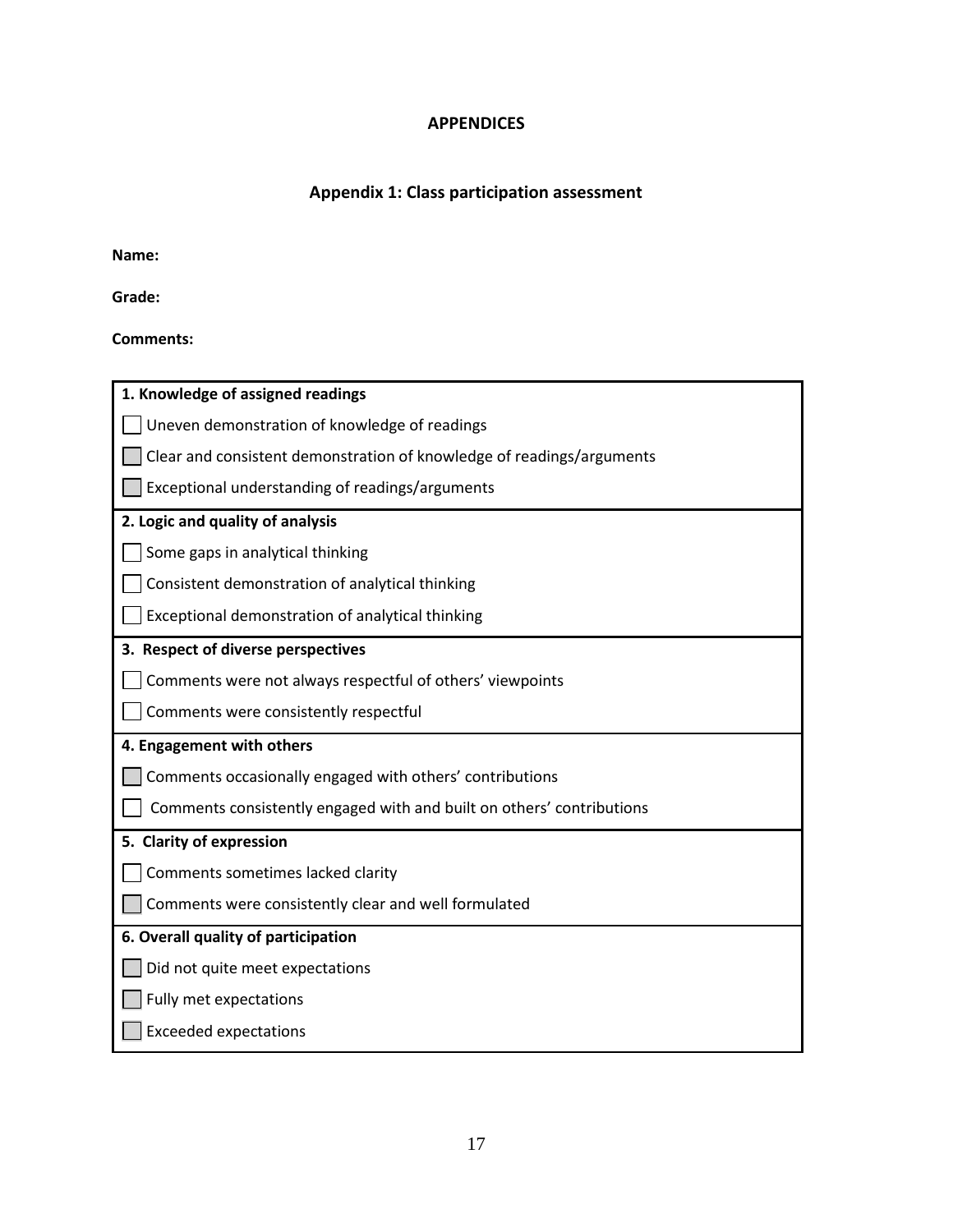# APPENDICES

## Appendix 1: Class participation assessment

**Name:**

**Grade:**

**Comments:**

| **1. Knowledge of assigned readings** |
|---|
| ☐ Uneven demonstration of knowledge of readings |
| ☐ Clear and consistent demonstration of knowledge of readings/arguments |
| ☐ Exceptional understanding of readings/arguments |
| **2. Logic and quality of analysis** |
| ☐ Some gaps in analytical thinking |
| ☐ Consistent demonstration of analytical thinking |
| ☐ Exceptional demonstration of analytical thinking |
| **3. Respect of diverse perspectives** |
| ☐ Comments were not always respectful of others' viewpoints |
| ☐ Comments were consistently respectful |
| **4. Engagement with others** |
| ☐ Comments occasionally engaged with others' contributions |
| ☐ Comments consistently engaged with and built on others' contributions |
| **5. Clarity of expression** |
| ☐ Comments sometimes lacked clarity |
| ☐ Comments were consistently clear and well formulated |
| **6. Overall quality of participation** |
| ☐ Did not quite meet expectations |
| ☐ Fully met expectations |
| ☐ Exceeded expectations |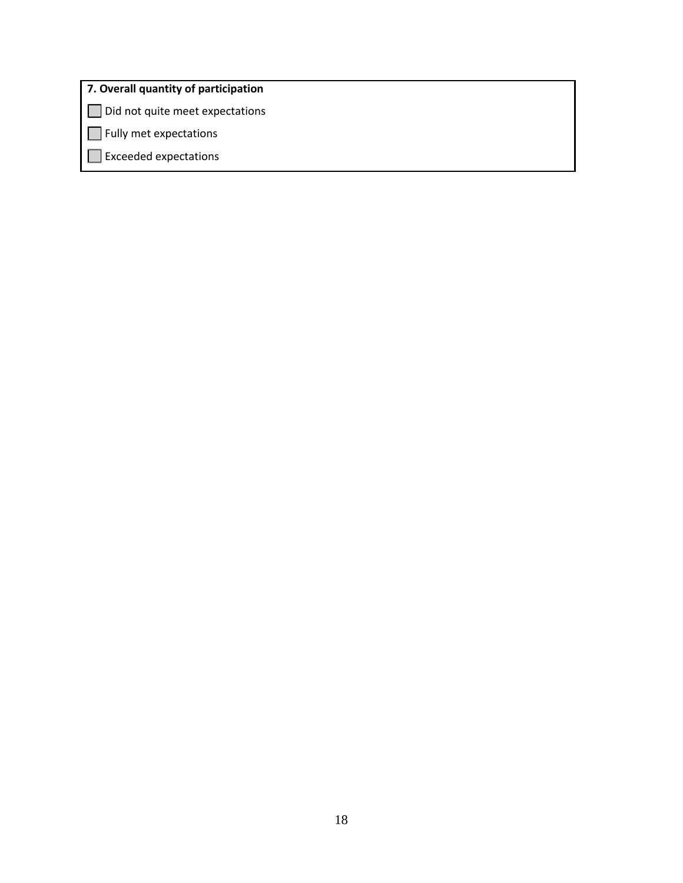**7. Overall quantity of participation**

- [ ] Did not quite meet expectations
- [ ] Fully met expectations
- [ ] Exceeded expectations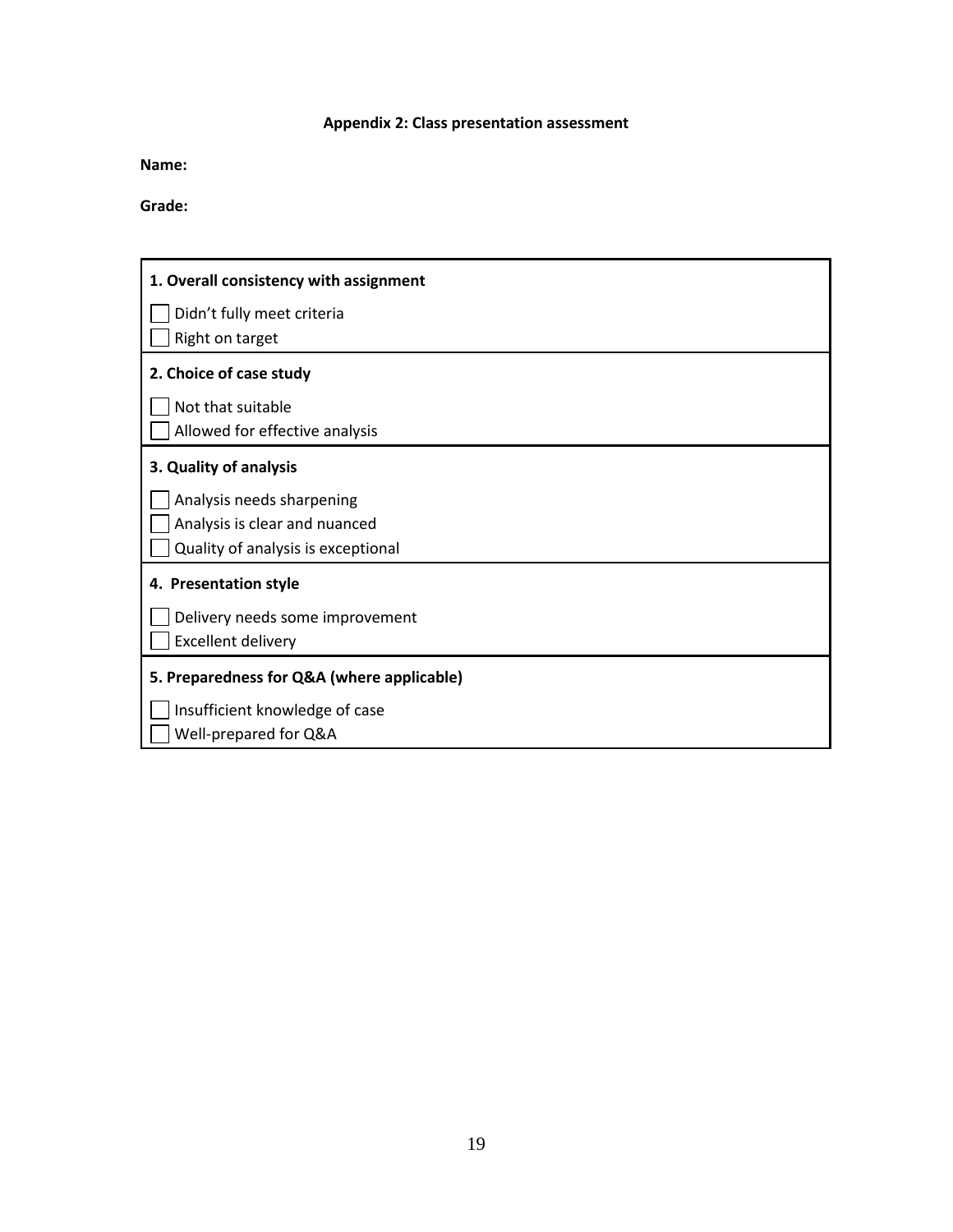## Appendix 2: Class presentation assessment

**Name:**

**Grade:**

**1. Overall consistency with assignment**

- [ ] Didn't fully meet criteria
- [ ] Right on target

**2. Choice of case study**

- [ ] Not that suitable
- [ ] Allowed for effective analysis

**3. Quality of analysis**

- [ ] Analysis needs sharpening
- [ ] Analysis is clear and nuanced
- [ ] Quality of analysis is exceptional

**4. Presentation style**

- [ ] Delivery needs some improvement
- [ ] Excellent delivery

**5. Preparedness for Q&A (where applicable)**

- [ ] Insufficient knowledge of case
- [ ] Well-prepared for Q&A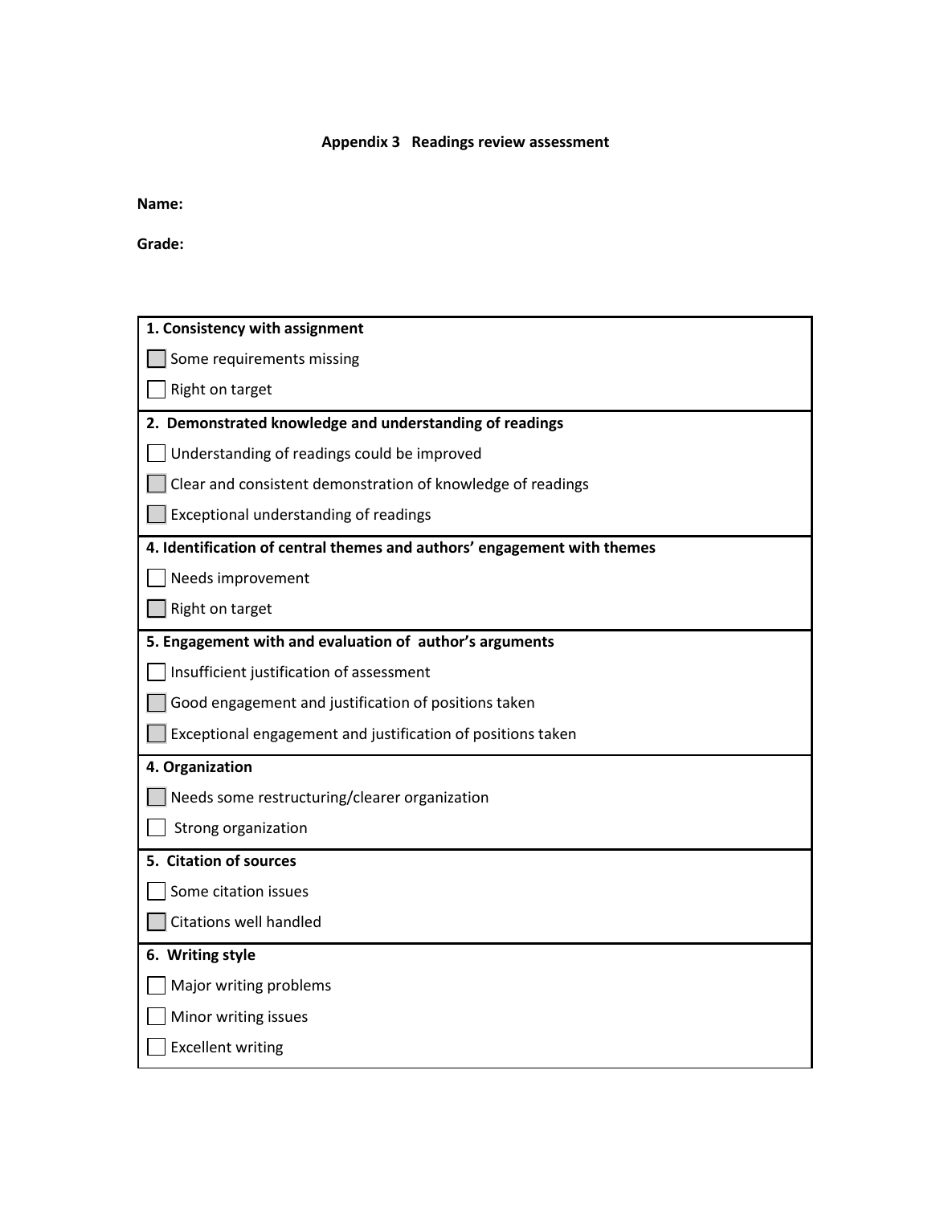**Appendix 3 Readings review assessment**

**Name:**

**Grade:**

| **1. Consistency with assignment** |
|---|
| ☐ Some requirements missing |
| ☐ Right on target |
| **2. Demonstrated knowledge and understanding of readings** |
| ☐ Understanding of readings could be improved |
| ☐ Clear and consistent demonstration of knowledge of readings |
| ☐ Exceptional understanding of readings |
| **4. Identification of central themes and authors' engagement with themes** |
| ☐ Needs improvement |
| ☐ Right on target |
| **5. Engagement with and evaluation of author's arguments** |
| ☐ Insufficient justification of assessment |
| ☐ Good engagement and justification of positions taken |
| ☐ Exceptional engagement and justification of positions taken |
| **4. Organization** |
| ☐ Needs some restructuring/clearer organization |
| ☐ Strong organization |
| **5. Citation of sources** |
| ☐ Some citation issues |
| ☐ Citations well handled |
| **6. Writing style** |
| ☐ Major writing problems |
| ☐ Minor writing issues |
| ☐ Excellent writing |